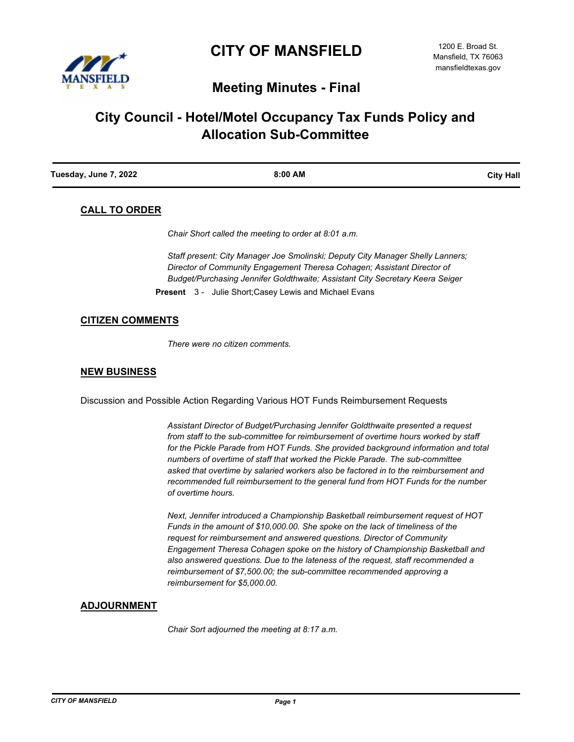# CITY OF MANSFIELD

1200 E. Broad St.
Mansfield, TX 76063
mansfieldtexas.gov

## Meeting Minutes - Final

# City Council - Hotel/Motel Occupancy Tax Funds Policy and Allocation Sub-Committee

| Tuesday, June 7, 2022 | 8:00 AM | City Hall |
|---|---|---|

## CALL TO ORDER

*Chair Short called the meeting to order at 8:01 a.m.*

*Staff present: City Manager Joe Smolinski; Deputy City Manager Shelly Lanners; Director of Community Engagement Theresa Cohagen; Assistant Director of Budget/Purchasing Jennifer Goldthwaite; Assistant City Secretary Keera Seiger*

**Present** 3 - Julie Short;Casey Lewis and Michael Evans

## CITIZEN COMMENTS

*There were no citizen comments.*

## NEW BUSINESS

Discussion and Possible Action Regarding Various HOT Funds Reimbursement Requests

*Assistant Director of Budget/Purchasing Jennifer Goldthwaite presented a request from staff to the sub-committee for reimbursement of overtime hours worked by staff for the Pickle Parade from HOT Funds. She provided background information and total numbers of overtime of staff that worked the Pickle Parade. The sub-committee asked that overtime by salaried workers also be factored in to the reimbursement and recommended full reimbursement to the general fund from HOT Funds for the number of overtime hours.*

*Next, Jennifer introduced a Championship Basketball reimbursement request of HOT Funds in the amount of $10,000.00. She spoke on the lack of timeliness of the request for reimbursement and answered questions. Director of Community Engagement Theresa Cohagen spoke on the history of Championship Basketball and also answered questions. Due to the lateness of the request, staff recommended a reimbursement of $7,500.00; the sub-committee recommended approving a reimbursement for $5,000.00.*

## ADJOURNMENT

*Chair Sort adjourned the meeting at 8:17 a.m.*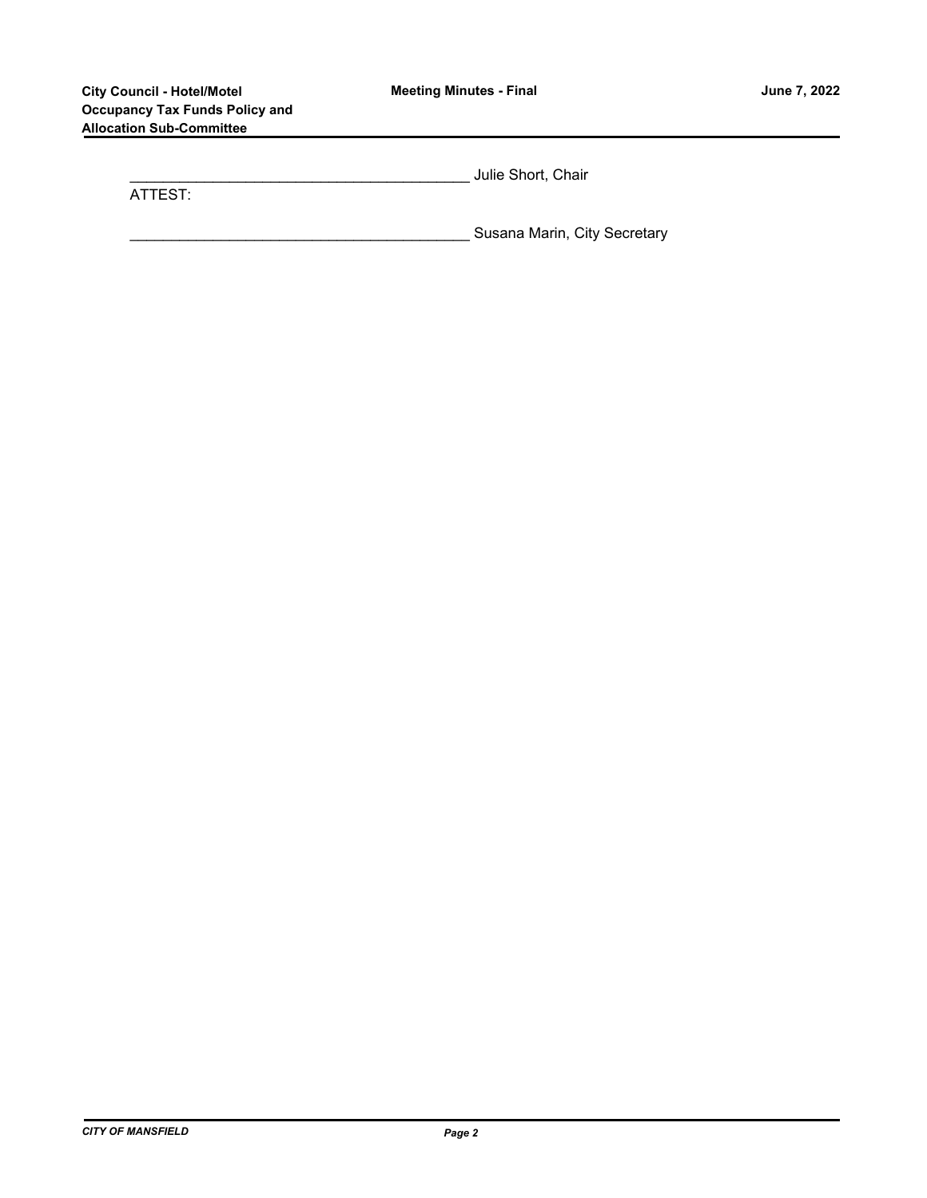________________________________________ Julie Short, Chair

ATTEST:

________________________________________ Susana Marin, City Secretary